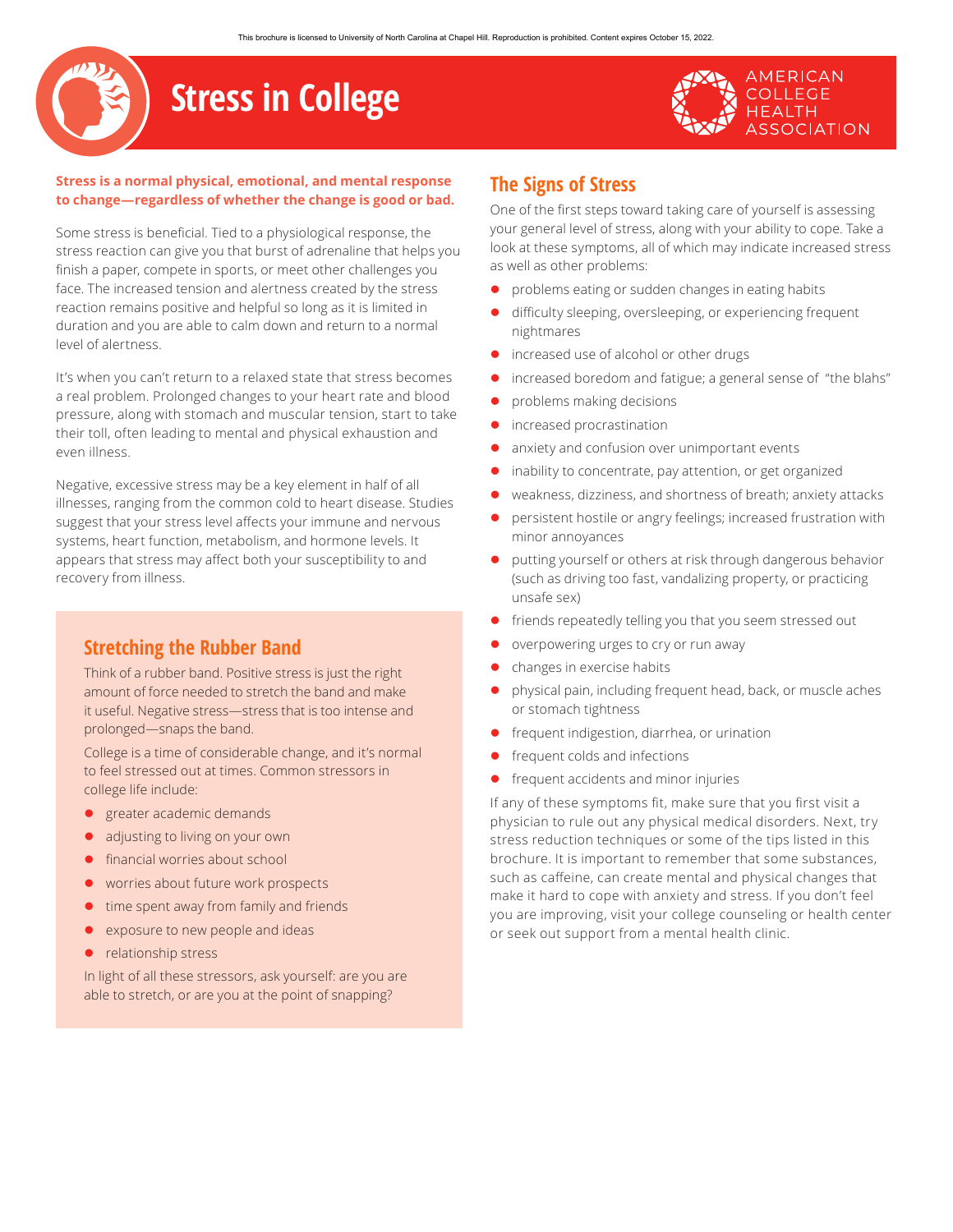This brochure is licensed to University of North Carolina at Chapel Hill. Reproduction is prohibited. Content expires October 15, 2022.

# Stress in College

AMERICAN COLLEGE HEALTH ASSOCIATION

**Stress is a normal physical, emotional, and mental response to change—regardless of whether the change is good or bad.**

Some stress is beneficial. Tied to a physiological response, the stress reaction can give you that burst of adrenaline that helps you finish a paper, compete in sports, or meet other challenges you face. The increased tension and alertness created by the stress reaction remains positive and helpful so long as it is limited in duration and you are able to calm down and return to a normal level of alertness.

It's when you can't return to a relaxed state that stress becomes a real problem. Prolonged changes to your heart rate and blood pressure, along with stomach and muscular tension, start to take their toll, often leading to mental and physical exhaustion and even illness.

Negative, excessive stress may be a key element in half of all illnesses, ranging from the common cold to heart disease. Studies suggest that your stress level affects your immune and nervous systems, heart function, metabolism, and hormone levels. It appears that stress may affect both your susceptibility to and recovery from illness.

## Stretching the Rubber Band

Think of a rubber band. Positive stress is just the right amount of force needed to stretch the band and make it useful. Negative stress—stress that is too intense and prolonged—snaps the band.

College is a time of considerable change, and it's normal to feel stressed out at times. Common stressors in college life include:

- greater academic demands
- adjusting to living on your own
- financial worries about school
- worries about future work prospects
- time spent away from family and friends
- exposure to new people and ideas
- relationship stress

In light of all these stressors, ask yourself: are you are able to stretch, or are you at the point of snapping?

## The Signs of Stress

One of the first steps toward taking care of yourself is assessing your general level of stress, along with your ability to cope. Take a look at these symptoms, all of which may indicate increased stress as well as other problems:

- problems eating or sudden changes in eating habits
- difficulty sleeping, oversleeping, or experiencing frequent nightmares
- increased use of alcohol or other drugs
- increased boredom and fatigue; a general sense of "the blahs"
- problems making decisions
- increased procrastination
- anxiety and confusion over unimportant events
- inability to concentrate, pay attention, or get organized
- weakness, dizziness, and shortness of breath; anxiety attacks
- persistent hostile or angry feelings; increased frustration with minor annoyances
- putting yourself or others at risk through dangerous behavior (such as driving too fast, vandalizing property, or practicing unsafe sex)
- friends repeatedly telling you that you seem stressed out
- overpowering urges to cry or run away
- changes in exercise habits
- physical pain, including frequent head, back, or muscle aches or stomach tightness
- frequent indigestion, diarrhea, or urination
- frequent colds and infections
- frequent accidents and minor injuries

If any of these symptoms fit, make sure that you first visit a physician to rule out any physical medical disorders. Next, try stress reduction techniques or some of the tips listed in this brochure. It is important to remember that some substances, such as caffeine, can create mental and physical changes that make it hard to cope with anxiety and stress. If you don't feel you are improving, visit your college counseling or health center or seek out support from a mental health clinic.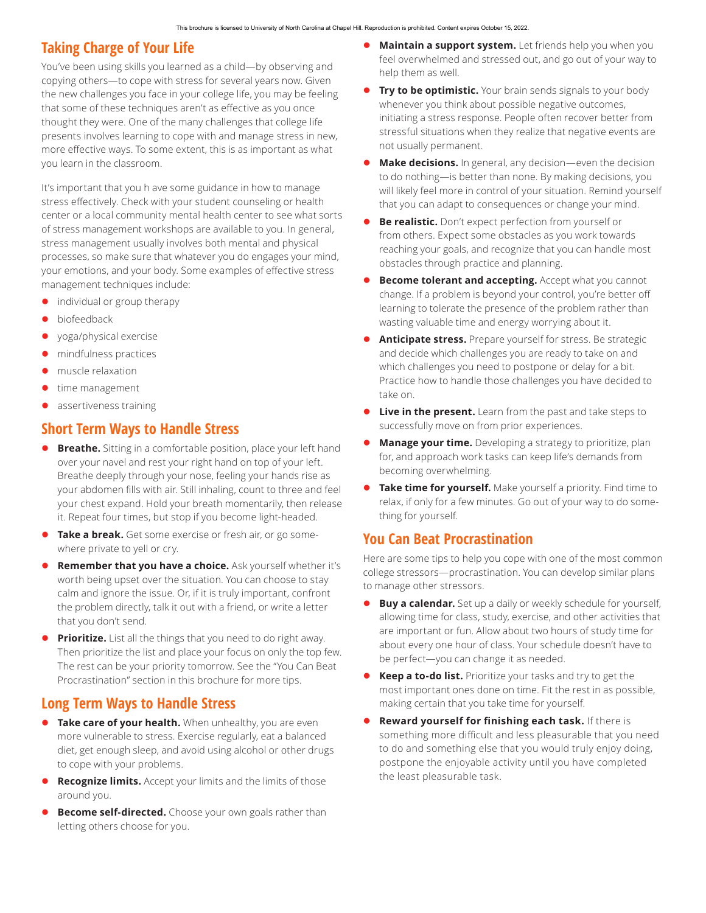## Taking Charge of Your Life

You've been using skills you learned as a child—by observing and copying others—to cope with stress for several years now. Given the new challenges you face in your college life, you may be feeling that some of these techniques aren't as effective as you once thought they were. One of the many challenges that college life presents involves learning to cope with and manage stress in new, more effective ways. To some extent, this is as important as what you learn in the classroom.

It's important that you h ave some guidance in how to manage stress effectively. Check with your student counseling or health center or a local community mental health center to see what sorts of stress management workshops are available to you. In general, stress management usually involves both mental and physical processes, so make sure that whatever you do engages your mind, your emotions, and your body. Some examples of effective stress management techniques include:

- individual or group therapy
- biofeedback
- yoga/physical exercise
- mindfulness practices
- muscle relaxation
- time management
- assertiveness training

## Short Term Ways to Handle Stress

- **Breathe.** Sitting in a comfortable position, place your left hand over your navel and rest your right hand on top of your left. Breathe deeply through your nose, feeling your hands rise as your abdomen fills with air. Still inhaling, count to three and feel your chest expand. Hold your breath momentarily, then release it. Repeat four times, but stop if you become light-headed.
- **Take a break.** Get some exercise or fresh air, or go somewhere private to yell or cry.
- **Remember that you have a choice.** Ask yourself whether it's worth being upset over the situation. You can choose to stay calm and ignore the issue. Or, if it is truly important, confront the problem directly, talk it out with a friend, or write a letter that you don't send.
- **Prioritize.** List all the things that you need to do right away. Then prioritize the list and place your focus on only the top few. The rest can be your priority tomorrow. See the "You Can Beat Procrastination" section in this brochure for more tips.

## Long Term Ways to Handle Stress

- **Take care of your health.** When unhealthy, you are even more vulnerable to stress. Exercise regularly, eat a balanced diet, get enough sleep, and avoid using alcohol or other drugs to cope with your problems.
- **Recognize limits.** Accept your limits and the limits of those around you.
- **Become self-directed.** Choose your own goals rather than letting others choose for you.
- **Maintain a support system.** Let friends help you when you feel overwhelmed and stressed out, and go out of your way to help them as well.
- **Try to be optimistic.** Your brain sends signals to your body whenever you think about possible negative outcomes, initiating a stress response. People often recover better from stressful situations when they realize that negative events are not usually permanent.
- **Make decisions.** In general, any decision—even the decision to do nothing—is better than none. By making decisions, you will likely feel more in control of your situation. Remind yourself that you can adapt to consequences or change your mind.
- **Be realistic.** Don't expect perfection from yourself or from others. Expect some obstacles as you work towards reaching your goals, and recognize that you can handle most obstacles through practice and planning.
- **Become tolerant and accepting.** Accept what you cannot change. If a problem is beyond your control, you're better off learning to tolerate the presence of the problem rather than wasting valuable time and energy worrying about it.
- **Anticipate stress.** Prepare yourself for stress. Be strategic and decide which challenges you are ready to take on and which challenges you need to postpone or delay for a bit. Practice how to handle those challenges you have decided to take on.
- **Live in the present.** Learn from the past and take steps to successfully move on from prior experiences.
- **Manage your time.** Developing a strategy to prioritize, plan for, and approach work tasks can keep life's demands from becoming overwhelming.
- **Take time for yourself.** Make yourself a priority. Find time to relax, if only for a few minutes. Go out of your way to do something for yourself.

## You Can Beat Procrastination

Here are some tips to help you cope with one of the most common college stressors—procrastination. You can develop similar plans to manage other stressors.

- **Buy a calendar.** Set up a daily or weekly schedule for yourself, allowing time for class, study, exercise, and other activities that are important or fun. Allow about two hours of study time for about every one hour of class. Your schedule doesn't have to be perfect—you can change it as needed.
- **Keep a to-do list.** Prioritize your tasks and try to get the most important ones done on time. Fit the rest in as possible, making certain that you take time for yourself.
- **Reward yourself for finishing each task.** If there is something more difficult and less pleasurable that you need to do and something else that you would truly enjoy doing, postpone the enjoyable activity until you have completed the least pleasurable task.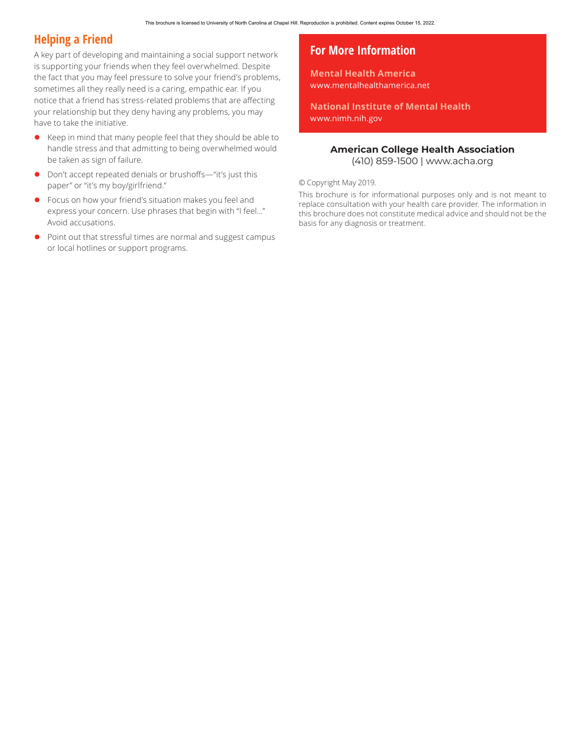## Helping a Friend

A key part of developing and maintaining a social support network is supporting your friends when they feel overwhelmed. Despite the fact that you may feel pressure to solve your friend's problems, sometimes all they really need is a caring, empathic ear. If you notice that a friend has stress-related problems that are affecting your relationship but they deny having any problems, you may have to take the initiative.

- Keep in mind that many people feel that they should be able to handle stress and that admitting to being overwhelmed would be taken as sign of failure.
- Don't accept repeated denials or brushoffs—"it's just this paper" or "it's my boy/girlfriend."
- Focus on how your friend's situation makes you feel and express your concern. Use phrases that begin with "I feel..." Avoid accusations.
- Point out that stressful times are normal and suggest campus or local hotlines or support programs.

## For More Information

**Mental Health America**
www.mentalhealthamerica.net

**National Institute of Mental Health**
www.nimh.nih.gov

**American College Health Association**
(410) 859-1500 | www.acha.org

© Copyright May 2019.

This brochure is for informational purposes only and is not meant to replace consultation with your health care provider. The information in this brochure does not constitute medical advice and should not be the basis for any diagnosis or treatment.